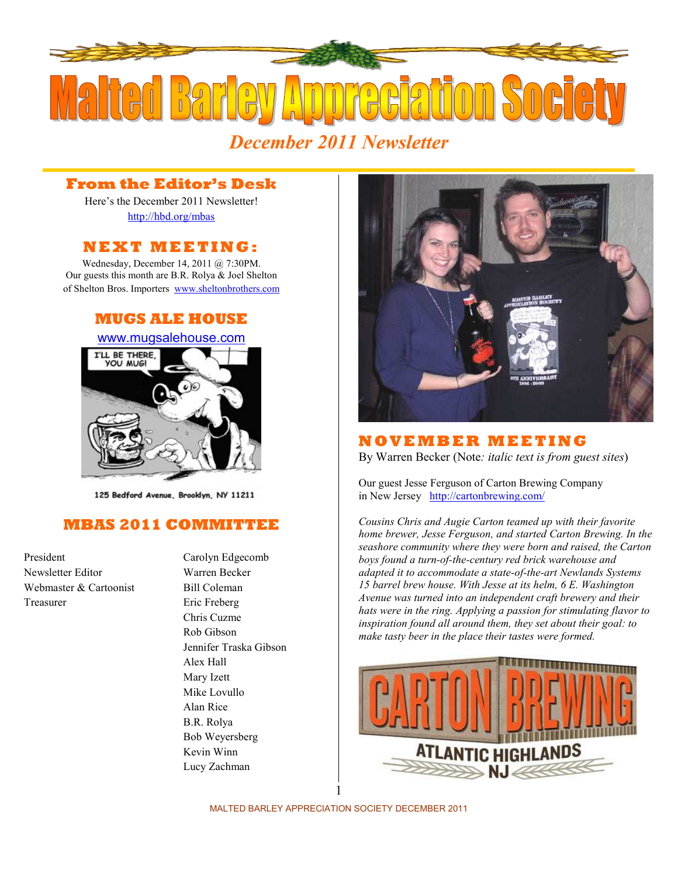# Malted Barley Appreciation Society

*December 2011 Newsletter*

## From the Editor's Desk

Here's the December 2011 Newsletter!

http://hbd.org/mbas

## NEXT MEETING:

Wednesday, December 14, 2011 @ 7:30PM.
Our guests this month are B.R. Rolya & Joel Shelton of Shelton Bros. Importers www.sheltonbrothers.com

## MUGS ALE HOUSE

www.mugsalehouse.com

125 Bedford Avenue. Brooklyn. NY 11211

## MBAS 2011 COMMITTEE

| | |
|---|---|
| President | Carolyn Edgecomb |
| Newsletter Editor | Warren Becker |
| Webmaster & Cartoonist | Bill Coleman |
| Treasurer | Eric Freberg |
| | Chris Cuzme |
| | Rob Gibson |
| | Jennifer Traska Gibson |
| | Alex Hall |
| | Mary Izett |
| | Mike Lovullo |
| | Alan Rice |
| | B.R. Rolya |
| | Bob Weyersberg |
| | Kevin Winn |
| | Lucy Zachman |

## NOVEMBER MEETING

By Warren Becker (Note*: italic text is from guest sites*)

Our guest Jesse Ferguson of Carton Brewing Company in New Jersey http://cartonbrewing.com/

*Cousins Chris and Augie Carton teamed up with their favorite home brewer, Jesse Ferguson, and started Carton Brewing. In the seashore community where they were born and raised, the Carton boys found a turn-of-the-century red brick warehouse and adapted it to accommodate a state-of-the-art Newlands Systems 15 barrel brew house. With Jesse at its helm, 6 E. Washington Avenue was turned into an independent craft brewery and their hats were in the ring. Applying a passion for stimulating flavor to inspiration found all around them, they set about their goal: to make tasty beer in the place their tastes were formed.*

CARTON BREWING
ATLANTIC HIGHLANDS NJ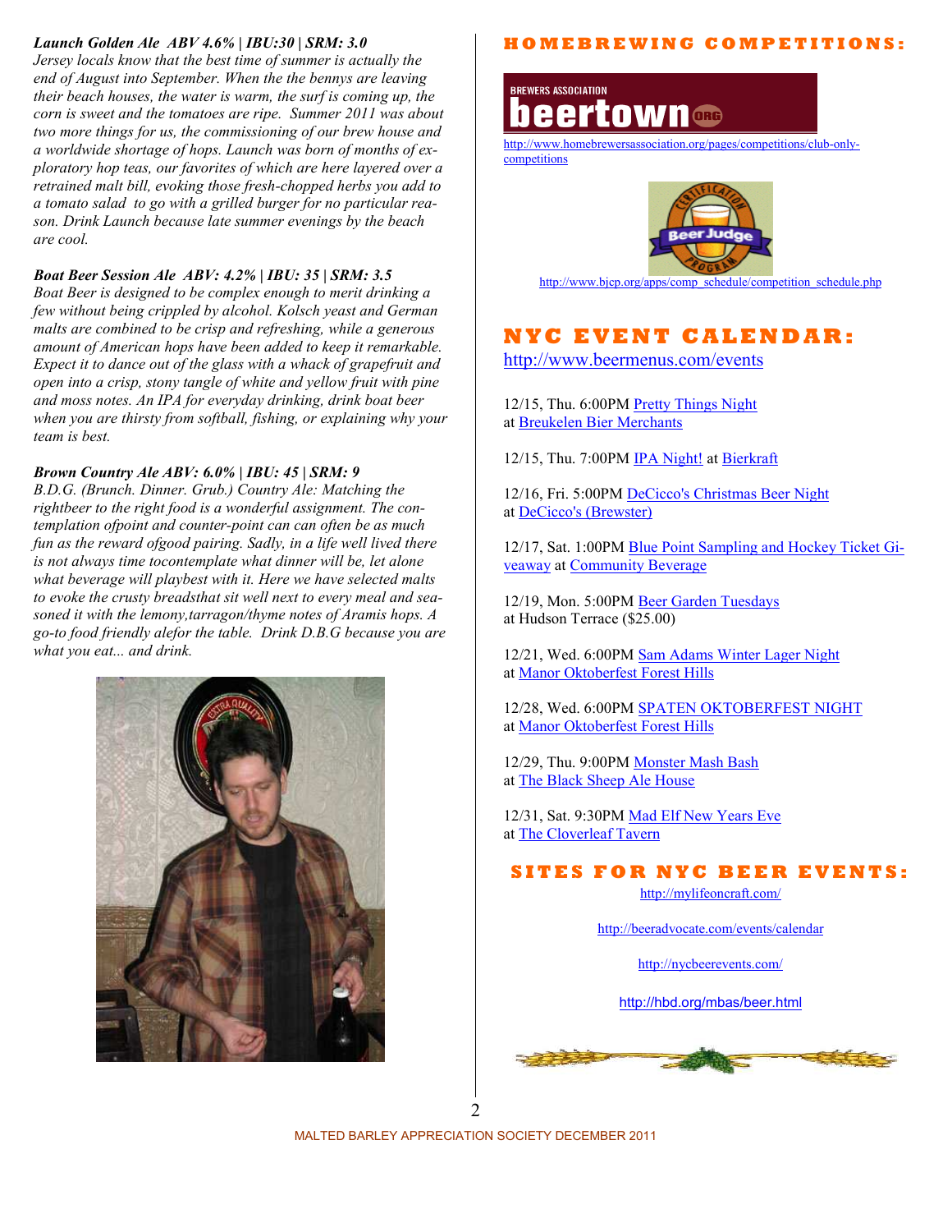***Launch Golden Ale ABV 4.6% | IBU:30 | SRM: 3.0***

*Jersey locals know that the best time of summer is actually the end of August into September. When the the bennys are leaving their beach houses, the water is warm, the surf is coming up, the corn is sweet and the tomatoes are ripe. Summer 2011 was about two more things for us, the commissioning of our brew house and a worldwide shortage of hops. Launch was born of months of exploratory hop teas, our favorites of which are here layered over a retrained malt bill, evoking those fresh-chopped herbs you add to a tomato salad to go with a grilled burger for no particular reason. Drink Launch because late summer evenings by the beach are cool.*

***Boat Beer Session Ale ABV: 4.2% | IBU: 35 | SRM: 3.5***

*Boat Beer is designed to be complex enough to merit drinking a few without being crippled by alcohol. Kolsch yeast and German malts are combined to be crisp and refreshing, while a generous amount of American hops have been added to keep it remarkable. Expect it to dance out of the glass with a whack of grapefruit and open into a crisp, stony tangle of white and yellow fruit with pine and moss notes. An IPA for everyday drinking, drink boat beer when you are thirsty from softball, fishing, or explaining why your team is best.*

***Brown Country Ale ABV: 6.0% | IBU: 45 | SRM: 9***

*B.D.G. (Brunch. Dinner. Grub.) Country Ale: Matching the rightbeer to the right food is a wonderful assignment. The contemplation ofpoint and counter-point can can often be as much fun as the reward ofgood pairing. Sadly, in a life well lived there is not always time tocontemplate what dinner will be, let alone what beverage will playbest with it. Here we have selected malts to evoke the crusty breadsthat sit well next to every meal and seasoned it with the lemony,tarragon/thyme notes of Aramis hops. A go-to food friendly alefor the table. Drink D.B.G because you are what you eat... and drink.*

## HOMEBREWING COMPETITIONS:

BREWERS ASSOCIATION beertown ORG

http://www.homebrewersassociation.org/pages/competitions/club-only-competitions

Certification Beer Judge Program

http://www.bjcp.org/apps/comp_schedule/competition_schedule.php

## NYC EVENT CALENDAR:

http://www.beermenus.com/events

12/15, Thu. 6:00PM Pretty Things Night at Breukelen Bier Merchants

12/15, Thu. 7:00PM IPA Night! at Bierkraft

12/16, Fri. 5:00PM DeCicco's Christmas Beer Night at DeCicco's (Brewster)

12/17, Sat. 1:00PM Blue Point Sampling and Hockey Ticket Giveaway at Community Beverage

12/19, Mon. 5:00PM Beer Garden Tuesdays at Hudson Terrace ($25.00)

12/21, Wed. 6:00PM Sam Adams Winter Lager Night at Manor Oktoberfest Forest Hills

12/28, Wed. 6:00PM SPATEN OKTOBERFEST NIGHT at Manor Oktoberfest Forest Hills

12/29, Thu. 9:00PM Monster Mash Bash at The Black Sheep Ale House

12/31, Sat. 9:30PM Mad Elf New Years Eve at The Cloverleaf Tavern

## SITES FOR NYC BEER EVENTS:

http://mylifeoncraft.com/

http://beeradvocate.com/events/calendar

http://nycbeerevents.com/

http://hbd.org/mbas/beer.html